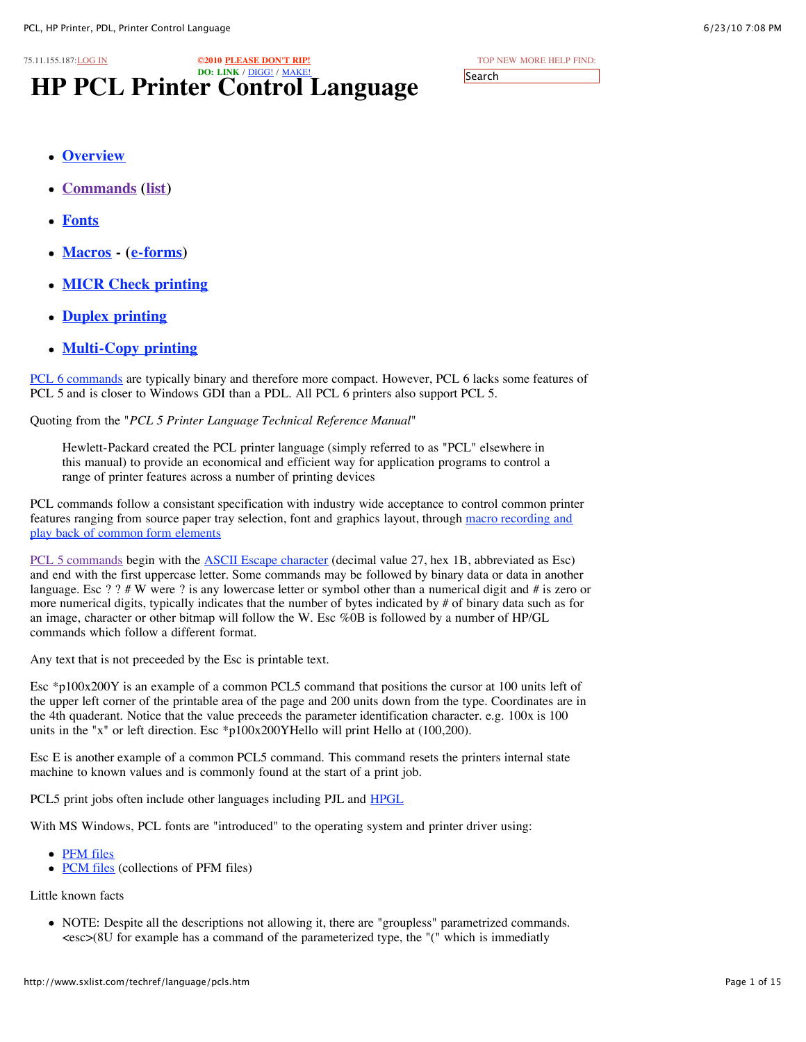75.11.155.187:LOG IN

**©2010 PLEASE DON'T RIP!**
**DO: LINK / DIGG! / MAKE!**

TOP NEW MORE HELP FIND:

# HP PCL Printer Control Language

- **Overview**
- **Commands** (**list**)
- **Fonts**
- **Macros** - (**e-forms**)
- **MICR Check printing**
- **Duplex printing**
- **Multi-Copy printing**

PCL 6 commands are typically binary and therefore more compact. However, PCL 6 lacks some features of PCL 5 and is closer to Windows GDI than a PDL. All PCL 6 printers also support PCL 5.

Quoting from the "*PCL 5 Printer Language Technical Reference Manual*"

> Hewlett-Packard created the PCL printer language (simply referred to as "PCL" elsewhere in this manual) to provide an economical and efficient way for application programs to control a range of printer features across a number of printing devices

PCL commands follow a consistant specification with industry wide acceptance to control common printer features ranging from source paper tray selection, font and graphics layout, through macro recording and play back of common form elements

PCL 5 commands begin with the ASCII Escape character (decimal value 27, hex 1B, abbreviated as Esc) and end with the first uppercase letter. Some commands may be followed by binary data or data in another language. Esc ? ? # W were ? is any lowercase letter or symbol other than a numerical digit and # is zero or more numerical digits, typically indicates that the number of bytes indicated by # of binary data such as for an image, character or other bitmap will follow the W. Esc %0B is followed by a number of HP/GL commands which follow a different format.

Any text that is not preceeded by the Esc is printable text.

Esc *p100x200Y is an example of a common PCL5 command that positions the cursor at 100 units left of the upper left corner of the printable area of the page and 200 units down from the type. Coordinates are in the 4th quadrant. Notice that the value preceeds the parameter identification character. e.g. 100x is 100 units in the "x" or left direction. Esc *p100x200YHello will print Hello at (100,200).

Esc E is another example of a common PCL5 command. This command resets the printers internal state machine to known values and is commonly found at the start of a print job.

PCL5 print jobs often include other languages including PJL and HPGL

With MS Windows, PCL fonts are "introduced" to the operating system and printer driver using:

- PFM files
- PCM files (collections of PFM files)

Little known facts

- NOTE: Despite all the descriptions not allowing it, there are "groupless" parametrized commands. <esc>(8U for example has a command of the parameterized type, the "(" which is immediatly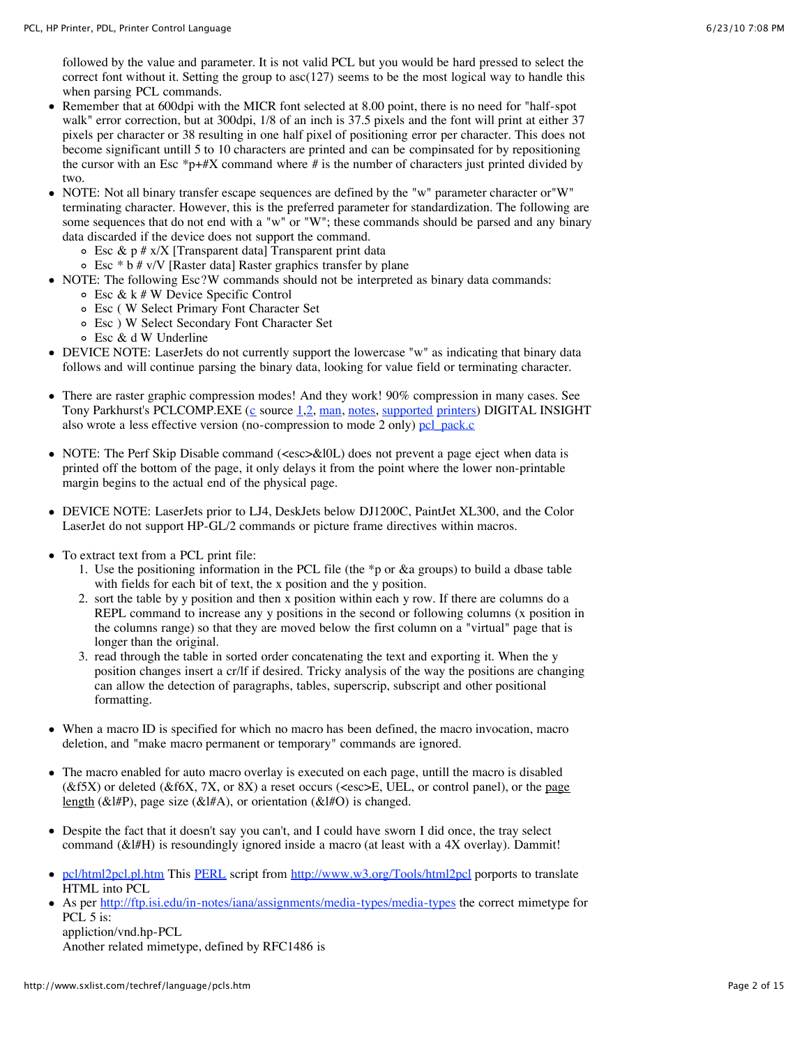followed by the value and parameter. It is not valid PCL but you would be hard pressed to select the correct font without it. Setting the group to asc(127) seems to be the most logical way to handle this when parsing PCL commands.

- Remember that at 600dpi with the MICR font selected at 8.00 point, there is no need for "half-spot walk" error correction, but at 300dpi, 1/8 of an inch is 37.5 pixels and the font will print at either 37 pixels per character or 38 resulting in one half pixel of positioning error per character. This does not become significant untill 5 to 10 characters are printed and can be compinsated for by repositioning the cursor with an Esc *p+#X command where # is the number of characters just printed divided by two.
- NOTE: Not all binary transfer escape sequences are defined by the "w" parameter character or"W" terminating character. However, this is the preferred parameter for standardization. The following are some sequences that do not end with a "w" or "W"; these commands should be parsed and any binary data discarded if the device does not support the command.
  - Esc & p # x/X [Transparent data] Transparent print data
  - Esc * b # v/V [Raster data] Raster graphics transfer by plane
- NOTE: The following Esc?W commands should not be interpreted as binary data commands:
  - Esc & k # W Device Specific Control
  - Esc ( W Select Primary Font Character Set
  - Esc ) W Select Secondary Font Character Set
  - Esc & d W Underline
- DEVICE NOTE: LaserJets do not currently support the lowercase "w" as indicating that binary data follows and will continue parsing the binary data, looking for value field or terminating character.

- There are raster graphic compression modes! And they work! 90% compression in many cases. See Tony Parkhurst's PCLCOMP.EXE (c source 1,2, man, notes, supported printers) DIGITAL INSIGHT also wrote a less effective version (no-compression to mode 2 only) pcl_pack.c

- NOTE: The Perf Skip Disable command (<esc>&l0L) does not prevent a page eject when data is printed off the bottom of the page, it only delays it from the point where the lower non-printable margin begins to the actual end of the physical page.

- DEVICE NOTE: LaserJets prior to LJ4, DeskJets below DJ1200C, PaintJet XL300, and the Color LaserJet do not support HP-GL/2 commands or picture frame directives within macros.

- To extract text from a PCL print file:
  1. Use the positioning information in the PCL file (the *p or &a groups) to build a dbase table with fields for each bit of text, the x position and the y position.
  2. sort the table by y position and then x position within each y row. If there are columns do a REPL command to increase any y positions in the second or following columns (x position in the columns range) so that they are moved below the first column on a "virtual" page that is longer than the original.
  3. read through the table in sorted order concatenating the text and exporting it. When the y position changes insert a cr/lf if desired. Tricky analysis of the way the positions are changing can allow the detection of paragraphs, tables, superscrip, subscript and other positional formatting.

- When a macro ID is specified for which no macro has been defined, the macro invocation, macro deletion, and "make macro permanent or temporary" commands are ignored.

- The macro enabled for auto macro overlay is executed on each page, untill the macro is disabled (&f5X) or deleted (&f6X, 7X, or 8X) a reset occurs (<esc>E, UEL, or control panel), or the page length (&l#P), page size (&l#A), or orientation (&l#O) is changed.

- Despite the fact that it doesn't say you can't, and I could have sworn I did once, the tray select command (&l#H) is resoundingly ignored inside a macro (at least with a 4X overlay). Dammit!

- pcl/html2pcl.pl.htm This PERL script from http://www.w3.org/Tools/html2pcl porports to translate HTML into PCL
- As per http://ftp.isi.edu/in-notes/iana/assignments/media-types/media-types the correct mimetype for PCL 5 is:
  appliction/vnd.hp-PCL
  Another related mimetype, defined by RFC1486 is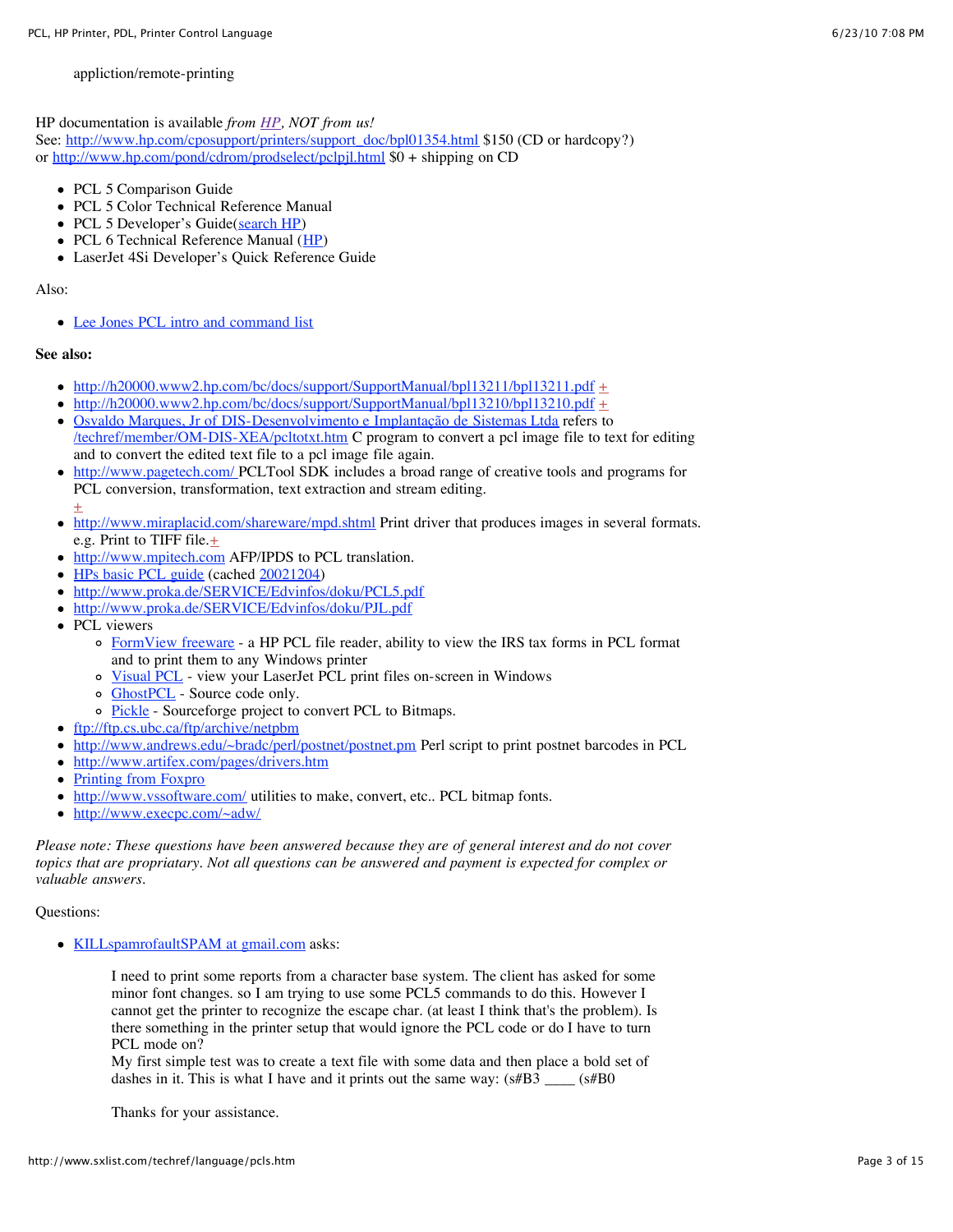appliction/remote-printing

HP documentation is available *from [HP](#), NOT from us!*
See: [http://www.hp.com/cposupport/printers/support_doc/bpl01354.html](http://www.hp.com/cposupport/printers/support_doc/bpl01354.html) $150 (CD or hardcopy?)
or [http://www.hp.com/pond/cdrom/prodselect/pclpjl.html](http://www.hp.com/pond/cdrom/prodselect/pclpjl.html) $0 + shipping on CD

- PCL 5 Comparison Guide
- PCL 5 Color Technical Reference Manual
- PCL 5 Developer's Guide(search HP)
- PCL 6 Technical Reference Manual (HP)
- LaserJet 4Si Developer's Quick Reference Guide

Also:

- Lee Jones PCL intro and command list

**See also:**

- http://h20000.www2.hp.com/bc/docs/support/SupportManual/bpl13211/bpl13211.pdf +
- http://h20000.www2.hp.com/bc/docs/support/SupportManual/bpl13210/bpl13210.pdf +
- Osvaldo Marques, Jr of DIS-Desenvolvimento e Implantação de Sistemas Ltda refers to /techref/member/OM-DIS-XEA/pcltotxt.htm C program to convert a pcl image file to text for editing and to convert the edited text file to a pcl image file again.
- http://www.pagetech.com/ PCLTool SDK includes a broad range of creative tools and programs for PCL conversion, transformation, text extraction and stream editing. +
- http://www.miraplacid.com/shareware/mpd.shtml Print driver that produces images in several formats. e.g. Print to TIFF file.+
- http://www.mpitech.com AFP/IPDS to PCL translation.
- HPs basic PCL guide (cached 20021204)
- http://www.proka.de/SERVICE/Edvinfos/doku/PCL5.pdf
- http://www.proka.de/SERVICE/Edvinfos/doku/PJL.pdf
- PCL viewers
  - FormView freeware - a HP PCL file reader, ability to view the IRS tax forms in PCL format and to print them to any Windows printer
  - Visual PCL - view your LaserJet PCL print files on-screen in Windows
  - GhostPCL - Source code only.
  - Pickle - Sourceforge project to convert PCL to Bitmaps.
- ftp://ftp.cs.ubc.ca/ftp/archive/netpbm
- http://www.andrews.edu/~bradc/perl/postnet/postnet.pm Perl script to print postnet barcodes in PCL
- http://www.artifex.com/pages/drivers.htm
- Printing from Foxpro
- http://www.vssoftware.com/ utilities to make, convert, etc.. PCL bitmap fonts.
- http://www.execpc.com/~adw/

*Please note: These questions have been answered because they are of general interest and do not cover topics that are propriatary. Not all questions can be answered and payment is expected for complex or valuable answers.*

Questions:

- KILLspamrofaultSPAM at gmail.com asks:

  > I need to print some reports from a character base system. The client has asked for some minor font changes. so I am trying to use some PCL5 commands to do this. However I cannot get the printer to recognize the escape char. (at least I think that's the problem). Is there something in the printer setup that would ignore the PCL code or do I have to turn PCL mode on?
  > My first simple test was to create a text file with some data and then place a bold set of dashes in it. This is what I have and it prints out the same way: (s#B3 ____ (s#B0
  >
  > Thanks for your assistance.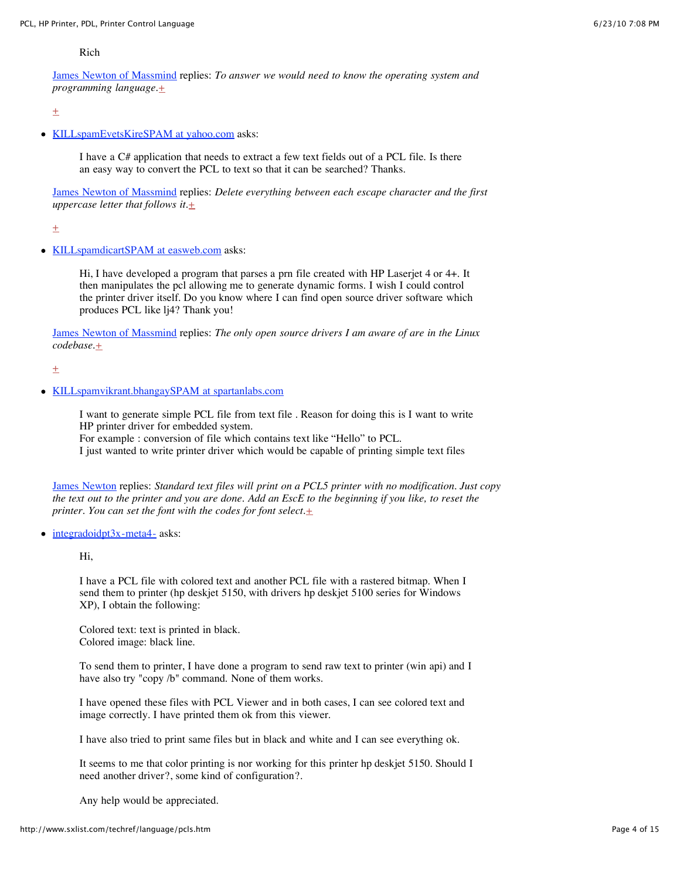Rich

[James Newton of Massmind](#) replies: *To answer we would need to know the operating system and programming language.*[+](#)

[+](#)

- [KILLspamEvetsKireSPAM at yahoo.com](#) asks:

  I have a C# application that needs to extract a few text fields out of a PCL file. Is there an easy way to convert the PCL to text so that it can be searched? Thanks.

  [James Newton of Massmind](#) replies: *Delete everything between each escape character and the first uppercase letter that follows it.*[+](#)

  [+](#)

- [KILLspamdicartSPAM at easweb.com](#) asks:

  Hi, I have developed a program that parses a prn file created with HP Laserjet 4 or 4+. It then manipulates the pcl allowing me to generate dynamic forms. I wish I could control the printer driver itself. Do you know where I can find open source driver software which produces PCL like lj4? Thank you!

  [James Newton of Massmind](#) replies: *The only open source drivers I am aware of are in the Linux codebase.*[+](#)

  [+](#)

- [KILLspamvikrant.bhangaySPAM at spartanlabs.com](#)

  I want to generate simple PCL file from text file . Reason for doing this is I want to write HP printer driver for embedded system.
  For example : conversion of file which contains text like “Hello” to PCL.
  I just wanted to write printer driver which would be capable of printing simple text files

  [James Newton](#) replies: *Standard text files will print on a PCL5 printer with no modification. Just copy the text out to the printer and you are done. Add an EscE to the beginning if you like, to reset the printer. You can set the font with the codes for font select.*[+](#)

- [integradoidpt3x-meta4-](#) asks:

  Hi,

  I have a PCL file with colored text and another PCL file with a rastered bitmap. When I send them to printer (hp deskjet 5150, with drivers hp deskjet 5100 series for Windows XP), I obtain the following:

  Colored text: text is printed in black.
  Colored image: black line.

  To send them to printer, I have done a program to send raw text to printer (win api) and I have also try "copy /b" command. None of them works.

  I have opened these files with PCL Viewer and in both cases, I can see colored text and image correctly. I have printed them ok from this viewer.

  I have also tried to print same files but in black and white and I can see everything ok.

  It seems to me that color printing is nor working for this printer hp deskjet 5150. Should I need another driver?, some kind of configuration?.

  Any help would be appreciated.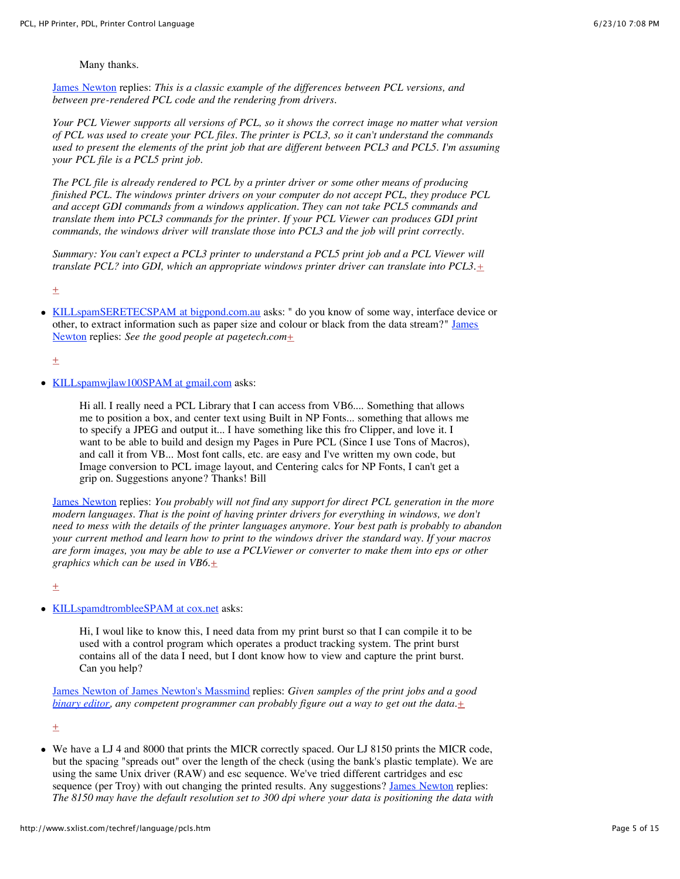Many thanks.

[James Newton](#) replies: *This is a classic example of the differences between PCL versions, and between pre-rendered PCL code and the rendering from drivers.*

*Your PCL Viewer supports all versions of PCL, so it shows the correct image no matter what version of PCL was used to create your PCL files. The printer is PCL3, so it can't understand the commands used to present the elements of the print job that are different between PCL3 and PCL5. I'm assuming your PCL file is a PCL5 print job.*

*The PCL file is already rendered to PCL by a printer driver or some other means of producing finished PCL. The windows printer drivers on your computer do not accept PCL, they produce PCL and accept GDI commands from a windows application. They can not take PCL5 commands and translate them into PCL3 commands for the printer. If your PCL Viewer can produces GDI print commands, the windows driver will translate those into PCL3 and the job will print correctly.*

*Summary: You can't expect a PCL3 printer to understand a PCL5 print job and a PCL Viewer will translate PCL? into GDI, which an appropriate windows printer driver can translate into PCL3.*+

+

- [KILLspamSERETECSPAM at bigpond.com.au](#) asks: " do you know of some way, interface device or other, to extract information such as paper size and colour or black from the data stream?" [James Newton](#) replies: *See the good people at pagetech.com*+

  +

- [KILLspamwjlaw100SPAM at gmail.com](#) asks:

  > Hi all. I really need a PCL Library that I can access from VB6.... Something that allows me to position a box, and center text using Built in NP Fonts... something that allows me to specify a JPEG and output it... I have something like this fro Clipper, and love it. I want to be able to build and design my Pages in Pure PCL (Since I use Tons of Macros), and call it from VB... Most font calls, etc. are easy and I've written my own code, but Image conversion to PCL image layout, and Centering calcs for NP Fonts, I can't get a grip on. Suggestions anyone? Thanks! Bill

  [James Newton](#) replies: *You probably will not find any support for direct PCL generation in the more modern languages. That is the point of having printer drivers for everything in windows, we don't need to mess with the details of the printer languages anymore. Your best path is probably to abandon your current method and learn how to print to the windows driver the standard way. If your macros are form images, you may be able to use a PCLViewer or converter to make them into eps or other graphics which can be used in VB6.*+

  +

- [KILLspamdtrombleeSPAM at cox.net](#) asks:

  > Hi, I woul like to know this, I need data from my print burst so that I can compile it to be used with a control program which operates a product tracking system. The print burst contains all of the data I need, but I dont know how to view and capture the print burst. Can you help?

  [James Newton of James Newton's Massmind](#) replies: *Given samples of the print jobs and a good [binary editor](#), any competent programmer can probably figure out a way to get out the data.*+

  +

- We have a LJ 4 and 8000 that prints the MICR correctly spaced. Our LJ 8150 prints the MICR code, but the spacing "spreads out" over the length of the check (using the bank's plastic template). We are using the same Unix driver (RAW) and esc sequence. We've tried different cartridges and esc sequence (per Troy) with out changing the printed results. Any suggestions? [James Newton](#) replies: *The 8150 may have the default resolution set to 300 dpi where your data is positioning the data with*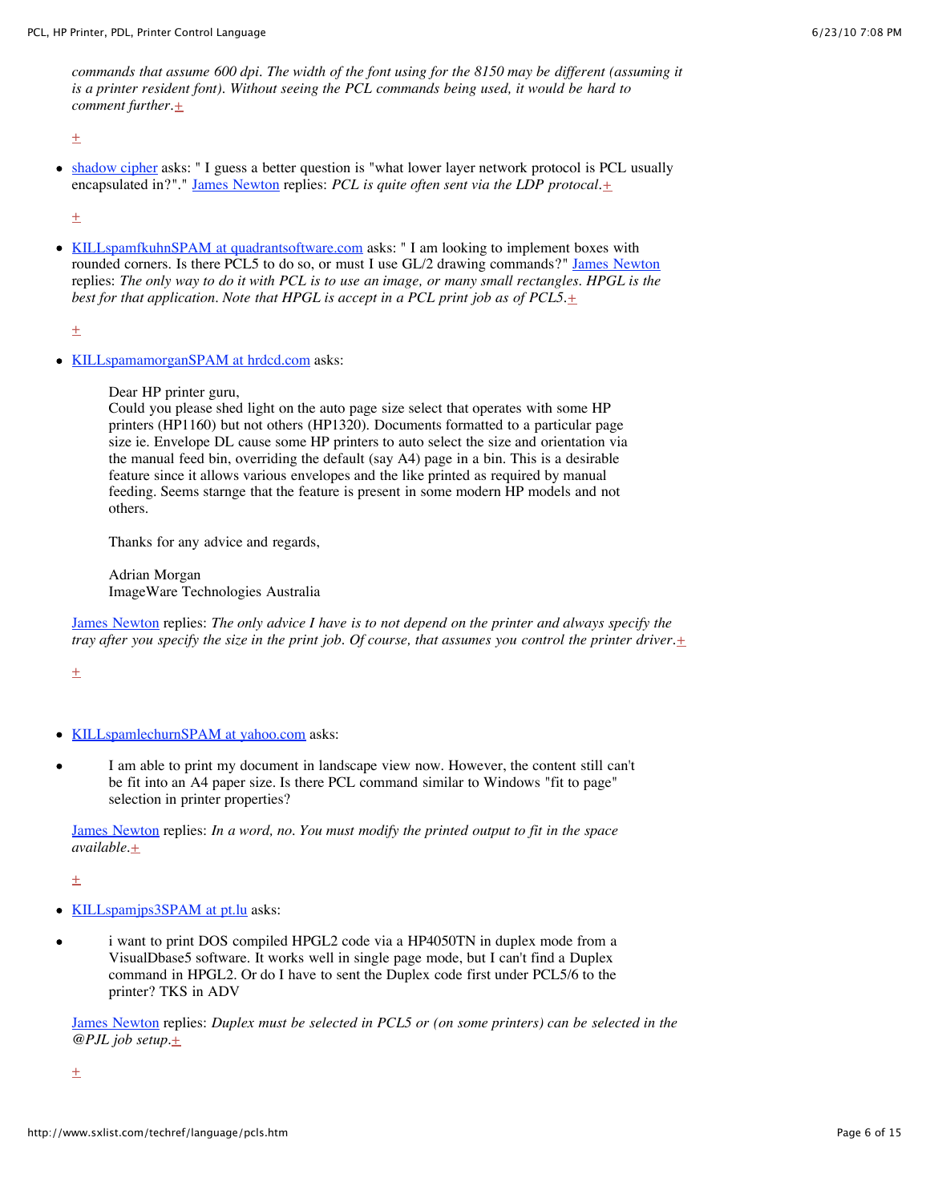*commands that assume 600 dpi. The width of the font using for the 8150 may be different (assuming it is a printer resident font). Without seeing the PCL commands being used, it would be hard to comment further.*+

+

- shadow cipher asks: " I guess a better question is "what lower layer network protocol is PCL usually encapsulated in?"." James Newton replies: *PCL is quite often sent via the LDP protocal.*+

  +

- KILLspamfkuhnSPAM at quadrantsoftware.com asks: " I am looking to implement boxes with rounded corners. Is there PCL5 to do so, or must I use GL/2 drawing commands?" James Newton replies: *The only way to do it with PCL is to use an image, or many small rectangles. HPGL is the best for that application. Note that HPGL is accept in a PCL print job as of PCL5.*+

  +

- KILLspamamorganSPAM at hrdcd.com asks:

  > Dear HP printer guru,
  > Could you please shed light on the auto page size select that operates with some HP printers (HP1160) but not others (HP1320). Documents formatted to a particular page size ie. Envelope DL cause some HP printers to auto select the size and orientation via the manual feed bin, overriding the default (say A4) page in a bin. This is a desirable feature since it allows various envelopes and the like printed as required by manual feeding. Seems starnge that the feature is present in some modern HP models and not others.
  >
  > Thanks for any advice and regards,
  >
  > Adrian Morgan
  > ImageWare Technologies Australia

  James Newton replies: *The only advice I have is to not depend on the printer and always specify the tray after you specify the size in the print job. Of course, that assumes you control the printer driver.*+

  +

- KILLspamlechurnSPAM at yahoo.com asks:

- > I am able to print my document in landscape view now. However, the content still can't be fit into an A4 paper size. Is there PCL command similar to Windows "fit to page" selection in printer properties?

  James Newton replies: *In a word, no. You must modify the printed output to fit in the space available.*+

  +

- KILLspamjps3SPAM at pt.lu asks:

- > i want to print DOS compiled HPGL2 code via a HP4050TN in duplex mode from a VisualDbase5 software. It works well in single page mode, but I can't find a Duplex command in HPGL2. Or do I have to sent the Duplex code first under PCL5/6 to the printer? TKS in ADV

  James Newton replies: *Duplex must be selected in PCL5 or (on some printers) can be selected in the @PJL job setup.*+

  +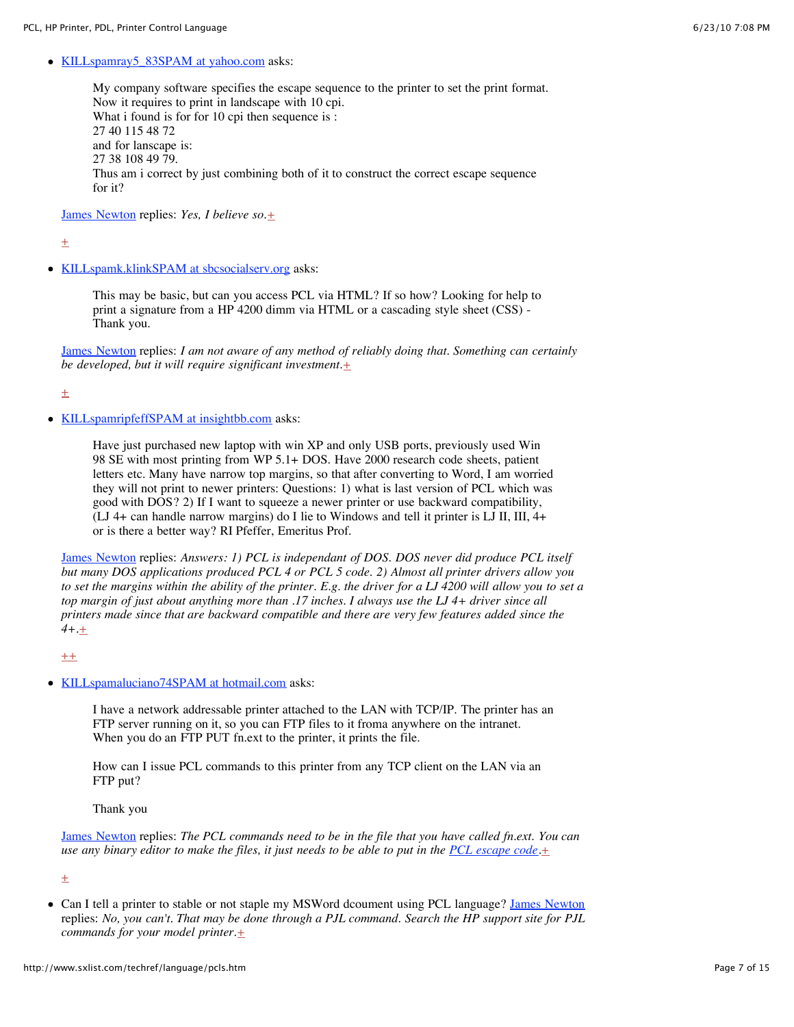- KILLspamray5_83SPAM at yahoo.com asks:

  > My company software specifies the escape sequence to the printer to set the print format.
  > Now it requires to print in landscape with 10 cpi.
  > What i found is for for 10 cpi then sequence is :
  > 27 40 115 48 72
  > and for lanscape is:
  > 27 38 108 49 79.
  > Thus am i correct by just combining both of it to construct the correct escape sequence for it?

  James Newton replies: *Yes, I believe so.*+

  +

- KILLspamk.klinkSPAM at sbcsocialserv.org asks:

  > This may be basic, but can you access PCL via HTML? If so how? Looking for help to print a signature from a HP 4200 dimm via HTML or a cascading style sheet (CSS) - Thank you.

  James Newton replies: *I am not aware of any method of reliably doing that. Something can certainly be developed, but it will require significant investment.*+

  +

- KILLspamripfeffSPAM at insightbb.com asks:

  > Have just purchased new laptop with win XP and only USB ports, previously used Win 98 SE with most printing from WP 5.1+ DOS. Have 2000 research code sheets, patient letters etc. Many have narrow top margins, so that after converting to Word, I am worried they will not print to newer printers: Questions: 1) what is last version of PCL which was good with DOS? 2) If I want to squeeze a newer printer or use backward compatibility, (LJ 4+ can handle narrow margins) do I lie to Windows and tell it printer is LJ II, III, 4+ or is there a better way? RI Pfeffer, Emeritus Prof.

  James Newton replies: *Answers: 1) PCL is independant of DOS. DOS never did produce PCL itself but many DOS applications produced PCL 4 or PCL 5 code. 2) Almost all printer drivers allow you to set the margins within the ability of the printer. E.g. the driver for a LJ 4200 will allow you to set a top margin of just about anything more than .17 inches. I always use the LJ 4+ driver since all printers made since that are backward compatible and there are very few features added since the 4+.*+

  ++

- KILLspamaluciano74SPAM at hotmail.com asks:

  > I have a network addressable printer attached to the LAN with TCP/IP. The printer has an FTP server running on it, so you can FTP files to it froma anywhere on the intranet. When you do an FTP PUT fn.ext to the printer, it prints the file.
  >
  > How can I issue PCL commands to this printer from any TCP client on the LAN via an FTP put?
  >
  > Thank you

  James Newton replies: *The PCL commands need to be in the file that you have called fn.ext. You can use any binary editor to make the files, it just needs to be able to put in the PCL escape code.*+

  +

- Can I tell a printer to stable or not staple my MSWord dcoument using PCL language? James Newton replies: *No, you can't. That may be done through a PJL command. Search the HP support site for PJL commands for your model printer.*+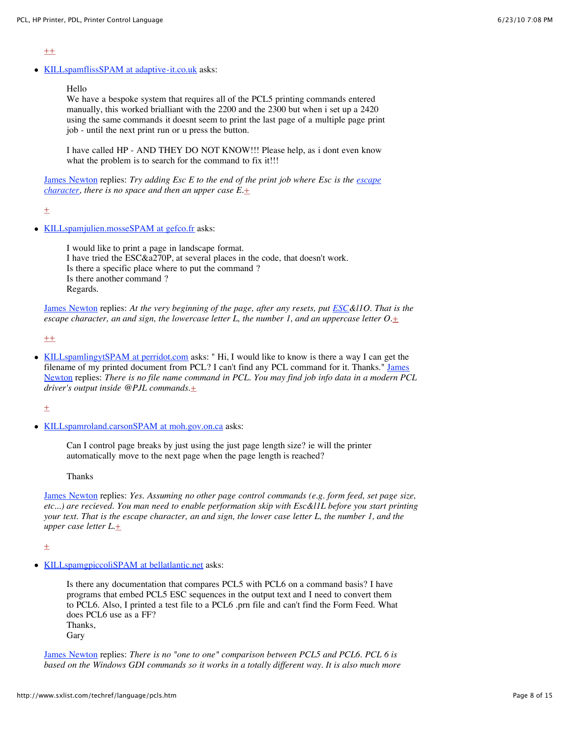++

- KILLspamflissSPAM at adaptive-it.co.uk asks:

  > Hello
  > We have a bespoke system that requires all of the PCL5 printing commands entered manually, this worked brialliant with the 2200 and the 2300 but when i set up a 2420 using the same commands it doesnt seem to print the last page of a multiple page print job - until the next print run or u press the button.
  >
  > I have called HP - AND THEY DO NOT KNOW!!! Please help, as i dont even know what the problem is to search for the command to fix it!!!

  James Newton replies: *Try adding Esc E to the end of the print job where Esc is the escape character, there is no space and then an upper case E.*+

  +

- KILLspamjulien.mosseSPAM at gefco.fr asks:

  > I would like to print a page in landscape format.
  > I have tried the ESC&a270P, at several places in the code, that doesn't work.
  > Is there a specific place where to put the command ?
  > Is there another command ?
  > Regards.

  James Newton replies: *At the very beginning of the page, after any resets, put ESC&l1O. That is the escape character, an and sign, the lowercase letter L, the number 1, and an uppercase letter O.*+

  ++

- KILLspamlingytSPAM at perridot.com asks: " Hi, I would like to know is there a way I can get the filename of my printed document from PCL? I can't find any PCL command for it. Thanks." James Newton replies: *There is no file name command in PCL. You may find job info data in a modern PCL driver's output inside @PJL commands.*+

  +

- KILLspamroland.carsonSPAM at moh.gov.on.ca asks:

  > Can I control page breaks by just using the just page length size? ie will the printer automatically move to the next page when the page length is reached?
  >
  > Thanks

  James Newton replies: *Yes. Assuming no other page control commands (e.g. form feed, set page size, etc...) are recieved. You man need to enable performation skip with Esc&l1L before you start printing your text. That is the escape character, an and sign, the lower case letter L, the number 1, and the upper case letter L.*+

  +

- KILLspamgpiccoliSPAM at bellatlantic.net asks:

  > Is there any documentation that compares PCL5 with PCL6 on a command basis? I have programs that embed PCL5 ESC sequences in the output text and I need to convert them to PCL6. Also, I printed a test file to a PCL6 .prn file and can't find the Form Feed. What does PCL6 use as a FF?
  > Thanks,
  > Gary

  James Newton replies: *There is no "one to one" comparison between PCL5 and PCL6. PCL 6 is based on the Windows GDI commands so it works in a totally different way. It is also much more*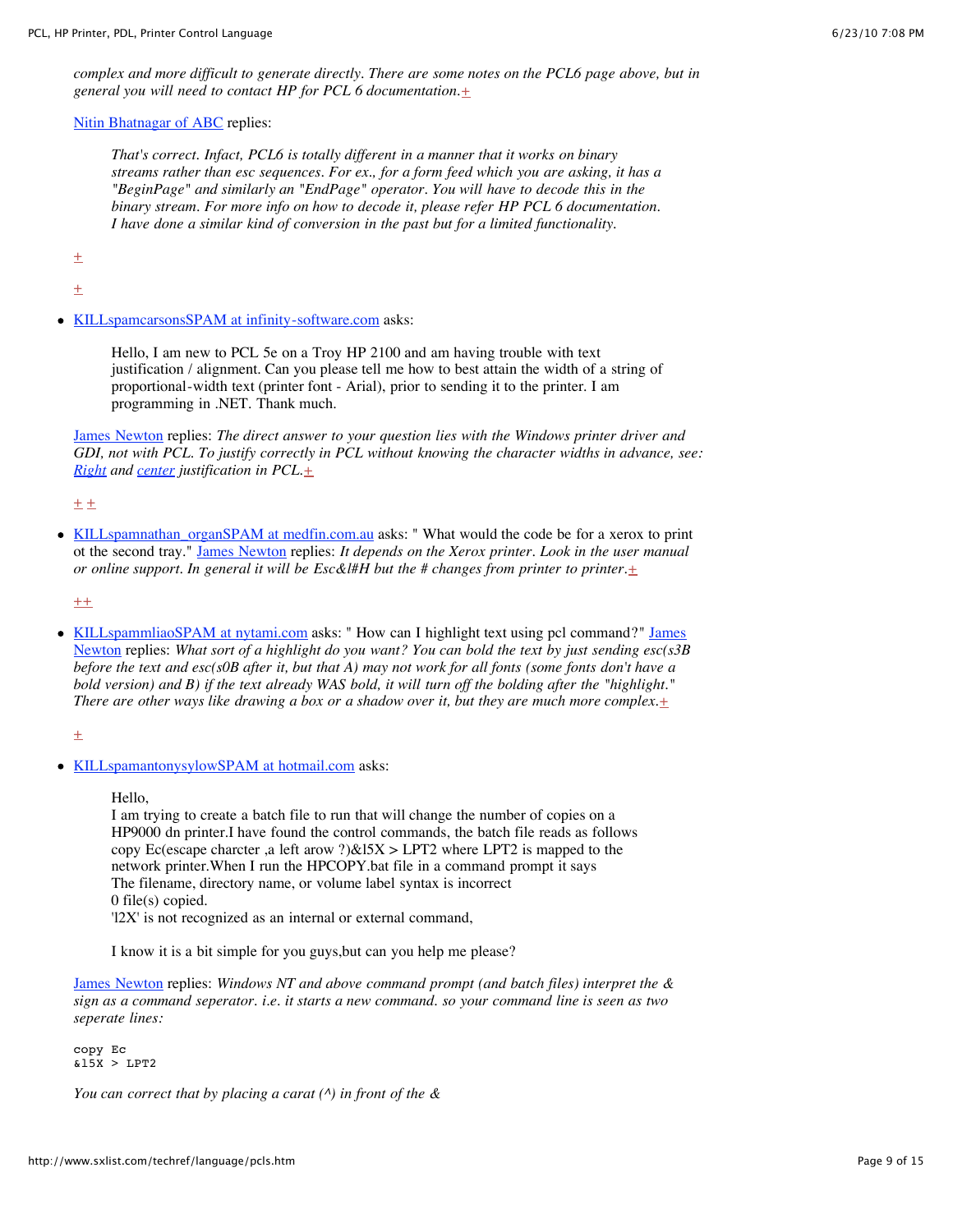*complex and more difficult to generate directly. There are some notes on the PCL6 page above, but in general you will need to contact HP for PCL 6 documentation.*+

Nitin Bhatnagar of ABC replies:

> *That's correct. Infact, PCL6 is totally different in a manner that it works on binary streams rather than esc sequences. For ex., for a form feed which you are asking, it has a "BeginPage" and similarly an "EndPage" operator. You will have to decode this in the binary stream. For more info on how to decode it, please refer HP PCL 6 documentation. I have done a similar kind of conversion in the past but for a limited functionality.*

+

+

- KILLspamcarsonsSPAM at infinity-software.com asks:

  > Hello, I am new to PCL 5e on a Troy HP 2100 and am having trouble with text justification / alignment. Can you please tell me how to best attain the width of a string of proportional-width text (printer font - Arial), prior to sending it to the printer. I am programming in .NET. Thank much.

  James Newton replies: *The direct answer to your question lies with the Windows printer driver and GDI, not with PCL. To justify correctly in PCL without knowing the character widths in advance, see: Right and center justification in PCL.*+

  + +

- KILLspamnathan_organSPAM at medfin.com.au asks: " What would the code be for a xerox to print ot the second tray." James Newton replies: *It depends on the Xerox printer. Look in the user manual or online support. In general it will be Esc&l#H but the # changes from printer to printer.*+

  ++

- KILLspammliaoSPAM at nytami.com asks: " How can I highlight text using pcl command?" James Newton replies: *What sort of a highlight do you want? You can bold the text by just sending esc(s3B before the text and esc(s0B after it, but that A) may not work for all fonts (some fonts don't have a bold version) and B) if the text already WAS bold, it will turn off the bolding after the "highlight." There are other ways like drawing a box or a shadow over it, but they are much more complex.*+

  +

- KILLspamantonysylowSPAM at hotmail.com asks:

  > Hello,
  > I am trying to create a batch file to run that will change the number of copies on a HP9000 dn printer.I have found the control commands, the batch file reads as follows copy Ec(escape charcter ,a left arow ?)&l5X > LPT2 where LPT2 is mapped to the network printer.When I run the HPCOPY.bat file in a command prompt it says
  > The filename, directory name, or volume label syntax is incorrect
  > 0 file(s) copied.
  > 'l2X' is not recognized as an internal or external command,
  >
  > I know it is a bit simple for you guys,but can you help me please?

  James Newton replies: *Windows NT and above command prompt (and batch files) interpret the & sign as a command seperator. i.e. it starts a new command. so your command line is seen as two seperate lines:*

  ```
  copy Ec
  &l5X > LPT2
  ```

  *You can correct that by placing a carat (^) in front of the &*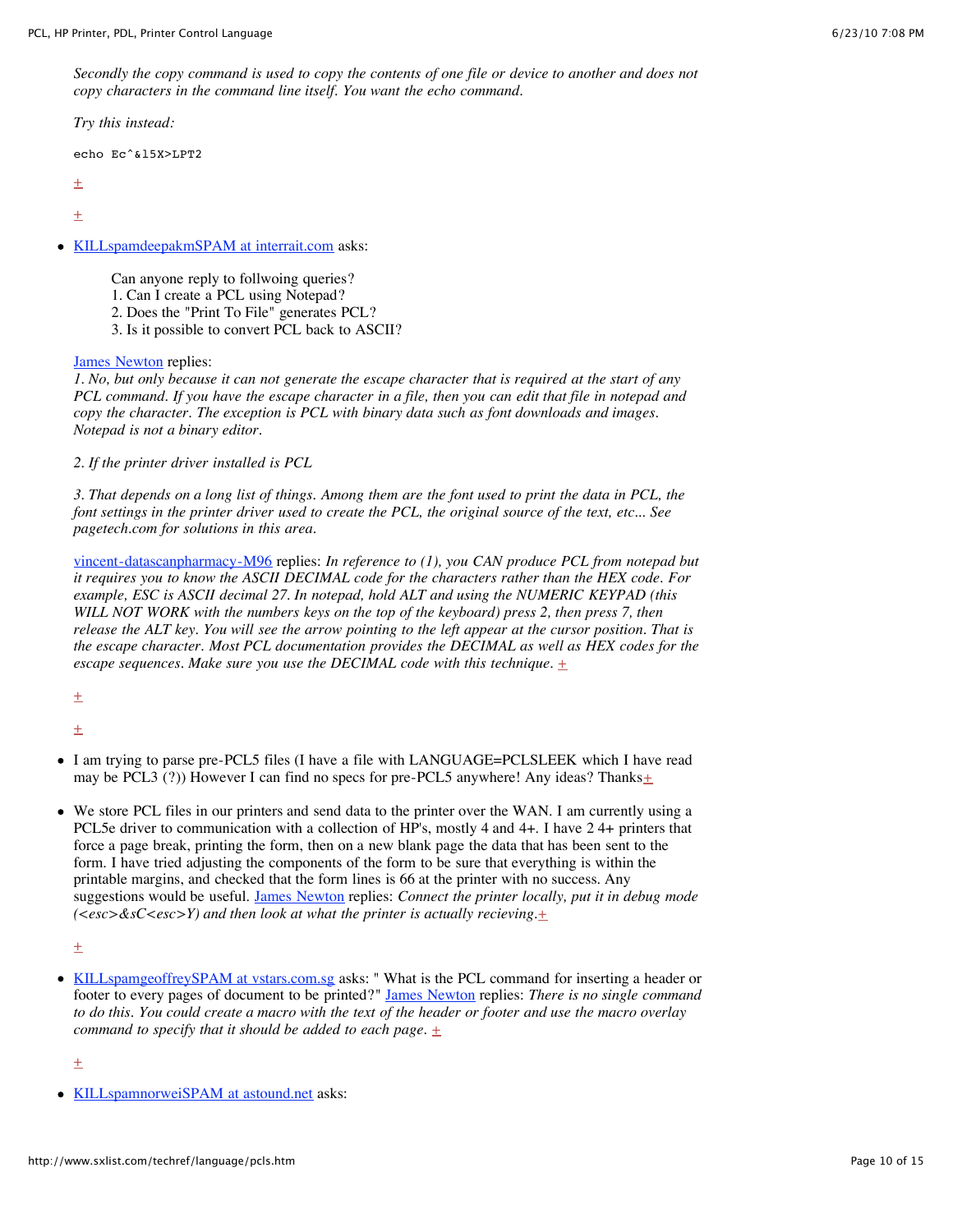*Secondly the copy command is used to copy the contents of one file or device to another and does not copy characters in the command line itself. You want the echo command.*

*Try this instead:*

```
echo Ec^&l5X>LPT2
```

+

+

- KILLspamdeepakmSPAM at interrait.com asks:

  Can anyone reply to follwoing queries?
  1. Can I create a PCL using Notepad?
  2. Does the "Print To File" generates PCL?
  3. Is it possible to convert PCL back to ASCII?

  James Newton replies:
  *1. No, but only because it can not generate the escape character that is required at the start of any PCL command. If you have the escape character in a file, then you can edit that file in notepad and copy the character. The exception is PCL with binary data such as font downloads and images. Notepad is not a binary editor.*

  *2. If the printer driver installed is PCL*

  *3. That depends on a long list of things. Among them are the font used to print the data in PCL, the font settings in the printer driver used to create the PCL, the original source of the text, etc... See pagetech.com for solutions in this area.*

  vincent-datascanpharmacy-M96 replies: *In reference to (1), you CAN produce PCL from notepad but it requires you to know the ASCII DECIMAL code for the characters rather than the HEX code. For example, ESC is ASCII decimal 27. In notepad, hold ALT and using the NUMERIC KEYPAD (this WILL NOT WORK with the numbers keys on the top of the keyboard) press 2, then press 7, then release the ALT key. You will see the arrow pointing to the left appear at the cursor position. That is the escape character. Most PCL documentation provides the DECIMAL as well as HEX codes for the escape sequences. Make sure you use the DECIMAL code with this technique.* +

  +

  +

- I am trying to parse pre-PCL5 files (I have a file with LANGUAGE=PCLSLEEK which I have read may be PCL3 (?)) However I can find no specs for pre-PCL5 anywhere! Any ideas? Thanks+

- We store PCL files in our printers and send data to the printer over the WAN. I am currently using a PCL5e driver to communication with a collection of HP's, mostly 4 and 4+. I have 2 4+ printers that force a page break, printing the form, then on a new blank page the data that has been sent to the form. I have tried adjusting the components of the form to be sure that everything is within the printable margins, and checked that the form lines is 66 at the printer with no success. Any suggestions would be useful. James Newton replies: *Connect the printer locally, put it in debug mode (<esc>&sC<esc>Y) and then look at what the printer is actually recieving.*+

  +

- KILLspamgeoffreySPAM at vstars.com.sg asks: " What is the PCL command for inserting a header or footer to every pages of document to be printed?" James Newton replies: *There is no single command to do this. You could create a macro with the text of the header or footer and use the macro overlay command to specify that it should be added to each page.* +

  +

- KILLspamnorweiSPAM at astound.net asks: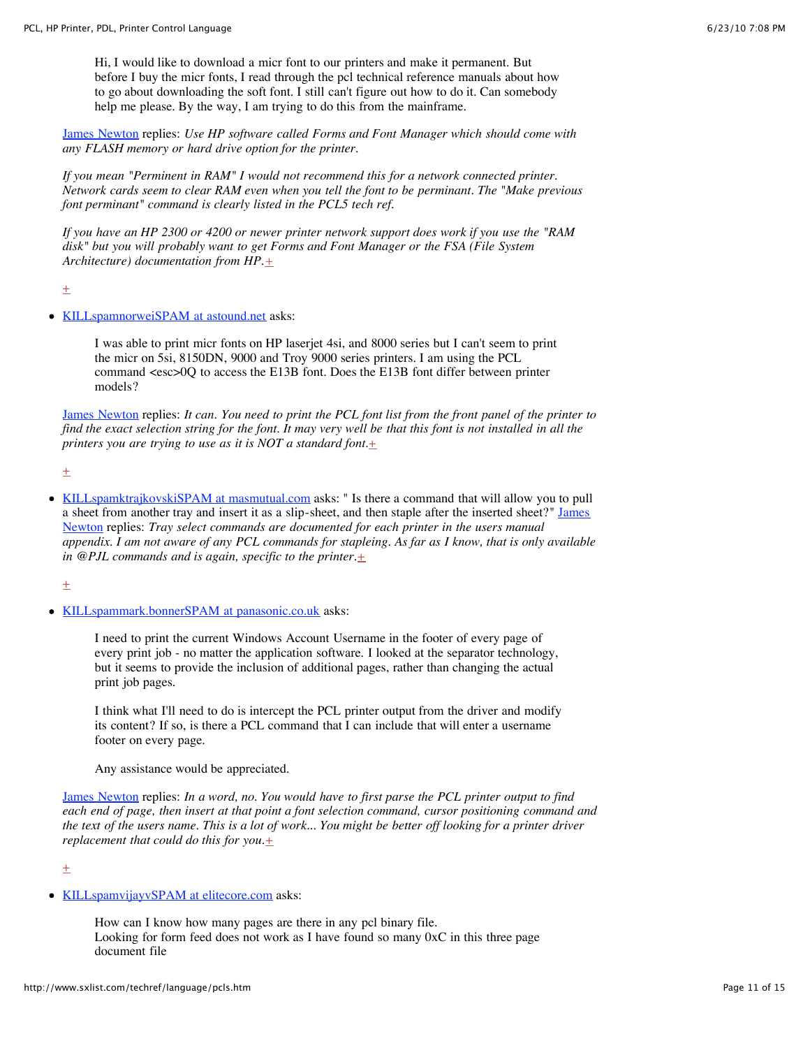Hi, I would like to download a micr font to our printers and make it permanent. But before I buy the micr fonts, I read through the pcl technical reference manuals about how to go about downloading the soft font. I still can't figure out how to do it. Can somebody help me please. By the way, I am trying to do this from the mainframe.

James Newton replies: *Use HP software called Forms and Font Manager which should come with any FLASH memory or hard drive option for the printer.*

*If you mean "Perminent in RAM" I would not recommend this for a network connected printer. Network cards seem to clear RAM even when you tell the font to be perminant. The "Make previous font perminant" command is clearly listed in the PCL5 tech ref.*

*If you have an HP 2300 or 4200 or newer printer network support does work if you use the "RAM disk" but you will probably want to get Forms and Font Manager or the FSA (File System Architecture) documentation from HP.*+

+

- KILLspamnorweiSPAM at astound.net asks:

  I was able to print micr fonts on HP laserjet 4si, and 8000 series but I can't seem to print the micr on 5si, 8150DN, 9000 and Troy 9000 series printers. I am using the PCL command <esc>0Q to access the E13B font. Does the E13B font differ between printer models?

  James Newton replies: *It can. You need to print the PCL font list from the front panel of the printer to find the exact selection string for the font. It may very well be that this font is not installed in all the printers you are trying to use as it is NOT a standard font.*+

  +

- KILLspamktrajkovskiSPAM at masmutual.com asks: " Is there a command that will allow you to pull a sheet from another tray and insert it as a slip-sheet, and then staple after the inserted sheet?" James Newton replies: *Tray select commands are documented for each printer in the users manual appendix. I am not aware of any PCL commands for stapleing. As far as I know, that is only available in @PJL commands and is again, specific to the printer.*+

  +

- KILLspammark.bonnerSPAM at panasonic.co.uk asks:

  I need to print the current Windows Account Username in the footer of every page of every print job - no matter the application software. I looked at the separator technology, but it seems to provide the inclusion of additional pages, rather than changing the actual print job pages.

  I think what I'll need to do is intercept the PCL printer output from the driver and modify its content? If so, is there a PCL command that I can include that will enter a username footer on every page.

  Any assistance would be appreciated.

  James Newton replies: *In a word, no. You would have to first parse the PCL printer output to find each end of page, then insert at that point a font selection command, cursor positioning command and the text of the users name. This is a lot of work... You might be better off looking for a printer driver replacement that could do this for you.*+

  +

- KILLspamvijayvSPAM at elitecore.com asks:

  How can I know how many pages are there in any pcl binary file.
  Looking for form feed does not work as I have found so many 0xC in this three page document file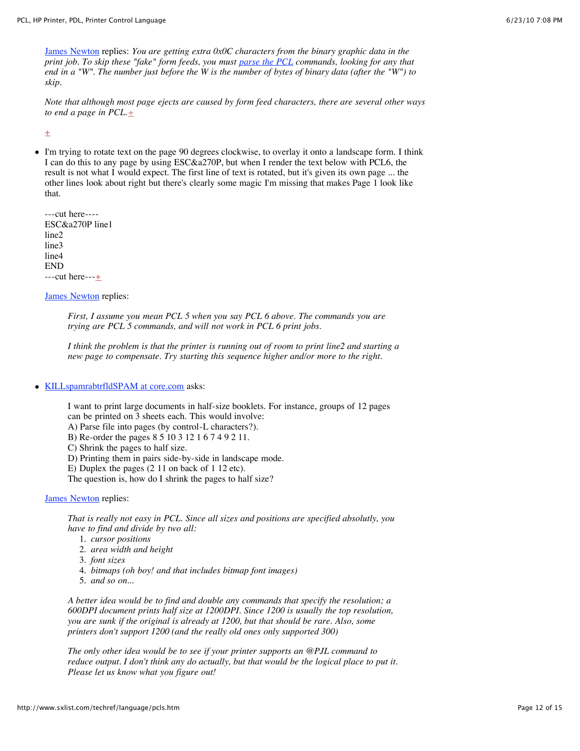[James Newton](#) replies: *You are getting extra 0x0C characters from the binary graphic data in the print job. To skip these "fake" form feeds, you must [parse the PCL](#) commands, looking for any that end in a "W". The number just before the W is the number of bytes of binary data (after the "W") to skip.*

*Note that although most page ejects are caused by form feed characters, there are several other ways to end a page in PCL.*+

+

- I'm trying to rotate text on the page 90 degrees clockwise, to overlay it onto a landscape form. I think I can do this to any page by using ESC&a270P, but when I render the text below with PCL6, the result is not what I would expect. The first line of text is rotated, but it's given its own page ... the other lines look about right but there's clearly some magic I'm missing that makes Page 1 look like that.

  ---cut here----
  ESC&a270P line1
  line2
  line3
  line4
  END
  ---cut here---+

  [James Newton](#) replies:

  > *First, I assume you mean PCL 5 when you say PCL 6 above. The commands you are trying are PCL 5 commands, and will not work in PCL 6 print jobs.*
  >
  > *I think the problem is that the printer is running out of room to print line2 and starting a new page to compensate. Try starting this sequence higher and/or more to the right.*

- [KILLspamrabtrfldSPAM at core.com](#) asks:

  > I want to print large documents in half-size booklets. For instance, groups of 12 pages can be printed on 3 sheets each. This would involve:
  > A) Parse file into pages (by control-L characters?).
  > B) Re-order the pages 8 5 10 3 12 1 6 7 4 9 2 11.
  > C) Shrink the pages to half size.
  > D) Printing them in pairs side-by-side in landscape mode.
  > E) Duplex the pages (2 11 on back of 1 12 etc).
  > The question is, how do I shrink the pages to half size?

  [James Newton](#) replies:

  > *That is really not easy in PCL. Since all sizes and positions are specified absolutly, you have to find and divide by two all:*
  >
  > 1. *cursor positions*
  > 2. *area width and height*
  > 3. *font sizes*
  > 4. *bitmaps (oh boy! and that includes bitmap font images)*
  > 5. *and so on...*
  >
  > *A better idea would be to find and double any commands that specify the resolution; a 600DPI document prints half size at 1200DPI. Since 1200 is usually the top resolution, you are sunk if the original is already at 1200, but that should be rare. Also, some printers don't support 1200 (and the really old ones only supported 300)*
  >
  > *The only other idea would be to see if your printer supports an @PJL command to reduce output. I don't think any do actually, but that would be the logical place to put it. Please let us know what you figure out!*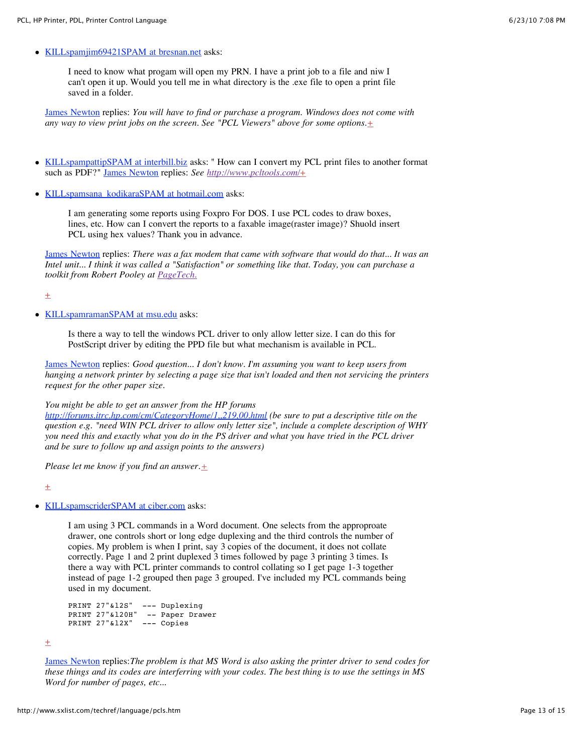- [KILLspamjim69421SPAM at bresnan.net](#) asks:

  > I need to know what progam will open my PRN. I have a print job to a file and niw I can't open it up. Would you tell me in what directory is the .exe file to open a print file saved in a folder.

  [James Newton](#) replies: *You will have to find or purchase a program. Windows does not come with any way to view print jobs on the screen. See "PCL Viewers" above for some options.*[+](#)

- [KILLspampattipSPAM at interbill.biz](#) asks: " How can I convert my PCL print files to another format such as PDF?" [James Newton](#) replies: *See [http://www.pcltools.com/](http://www.pcltools.com/)*[+](#)

- [KILLspamsana_kodikaraSPAM at hotmail.com](#) asks:

  > I am generating some reports using Foxpro For DOS. I use PCL codes to draw boxes, lines, etc. How can I convert the reports to a faxable image(raster image)? Shuold insert PCL using hex values? Thank you in advance.

  [James Newton](#) replies: *There was a fax modem that came with software that would do that... It was an Intel unit... I think it was called a "Satisfaction" or something like that. Today, you can purchase a toolkit from Robert Pooley at [PageTech.](#)*

  [+](#)

- [KILLspamramanSPAM at msu.edu](#) asks:

  > Is there a way to tell the windows PCL driver to only allow letter size. I can do this for PostScript driver by editing the PPD file but what mechanism is available in PCL.

  [James Newton](#) replies: *Good question... I don't know. I'm assuming you want to keep users from hanging a network printer by selecting a page size that isn't loaded and then not servicing the printers request for the other paper size.*

  *You might be able to get an answer from the HP forums [http://forums.itrc.hp.com/cm/CategoryHome/1,,219,00.html](http://forums.itrc.hp.com/cm/CategoryHome/1,,219,00.html) (be sure to put a descriptive title on the question e.g. "need WIN PCL driver to allow only letter size", include a complete description of WHY you need this and exactly what you do in the PS driver and what you have tried in the PCL driver and be sure to follow up and assign points to the answers)*

  *Please let me know if you find an answer.*[+](#)

  [+](#)

- [KILLspamscriderSPAM at ciber.com](#) asks:

  > I am using 3 PCL commands in a Word document. One selects from the approproate drawer, one controls short or long edge duplexing and the third controls the number of copies. My problem is when I print, say 3 copies of the document, it does not collate correctly. Page 1 and 2 print duplexed 3 times followed by page 3 printing 3 times. Is there a way with PCL printer commands to control collating so I get page 1-3 together instead of page 1-2 grouped then page 3 grouped. I've included my PCL commands being used in my document.
  >
  > ```
  > PRINT 27"&l2S"  --- Duplexing
  > PRINT 27"&l20H"  -- Paper Drawer
  > PRINT 27"&l2X"  --- Copies
  > ```

  [+](#)

  [James Newton](#) replies:*The problem is that MS Word is also asking the printer driver to send codes for these things and its codes are interferring with your codes. The best thing is to use the settings in MS Word for number of pages, etc...*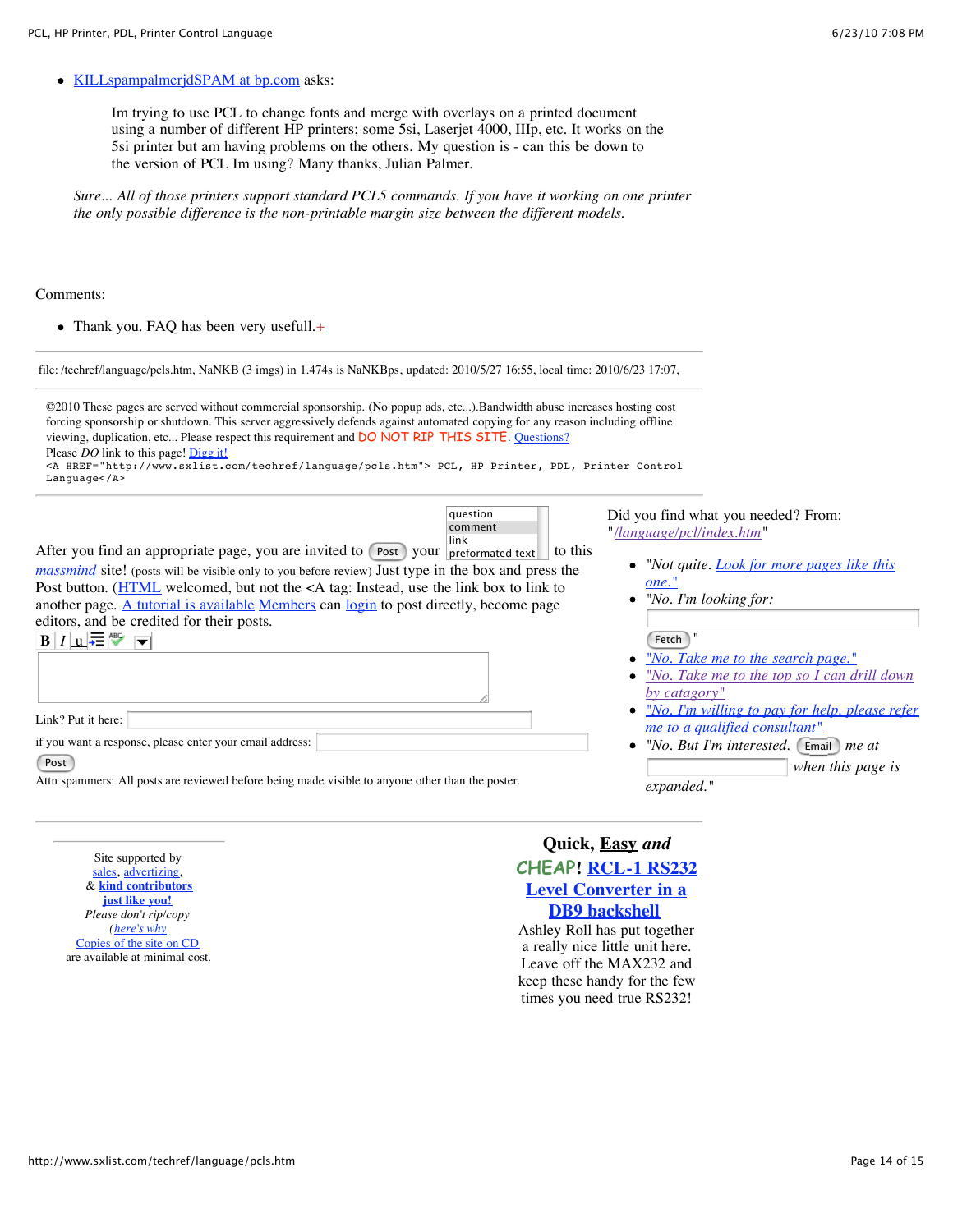- KILLspampalmerjdSPAM at bp.com asks:

  > Im trying to use PCL to change fonts and merge with overlays on a printed document using a number of different HP printers; some 5si, Laserjet 4000, IIIp, etc. It works on the 5si printer but am having problems on the others. My question is - can this be down to the version of PCL Im using? Many thanks, Julian Palmer.

  *Sure... All of those printers support standard PCL5 commands. If you have it working on one printer the only possible difference is the non-printable margin size between the different models.*

Comments:

- Thank you. FAQ has been very usefull.+

---

file: /techref/language/pcls.htm, NaNKB (3 imgs) in 1.474s is NaNKBps, updated: 2010/5/27 16:55, local time: 2010/6/23 17:07,

---

©2010 These pages are served without commercial sponsorship. (No popup ads, etc...).Bandwidth abuse increases hosting cost forcing sponsorship or shutdown. This server aggressively defends against automated copying for any reason including offline viewing, duplication, etc... Please respect this requirement and DO NOT RIP THIS SITE. Questions?
Please *DO* link to this page! Digg it!

```
<A HREF="http://www.sxlist.com/techref/language/pcls.htm"> PCL, HP Printer, PDL, Printer Control Language</A>
```

---

After you find an appropriate page, you are invited to Post your question / comment / link / preformatted text to this *massmind* site! (posts will be visible only to you before review) Just type in the box and press the Post button. (HTML welcomed, but not the <A tag: Instead, use the link box to link to another page. A tutorial is available Members can login to post directly, become page editors, and be credited for their posts.

Link? Put it here:

if you want a response, please enter your email address:

Post

Attn spammers: All posts are reviewed before being made visible to anyone other than the poster.

Did you find what you needed? From: "/language/pcl/index.htm"

- *"Not quite. Look for more pages like this one."*
- *"No. I'm looking for:* Fetch *"*
- *"No. Take me to the search page."*
- *"No. Take me to the top so I can drill down by catagory"*
- *"No. I'm willing to pay for help, please refer me to a qualified consultant"*
- *"No. But I'm interested.* Email *me at* *when this page is expanded."*

---

Site supported by
sales, advertizing,
& **kind contributors**
**just like you!**
*Please don't rip/copy*
*(here's why*
Copies of the site on CD
are available at minimal cost.

**Quick, Easy *and* CHEAP! RCL-1 RS232 Level Converter in a DB9 backshell**

Ashley Roll has put together a really nice little unit here. Leave off the MAX232 and keep these handy for the few times you need true RS232!